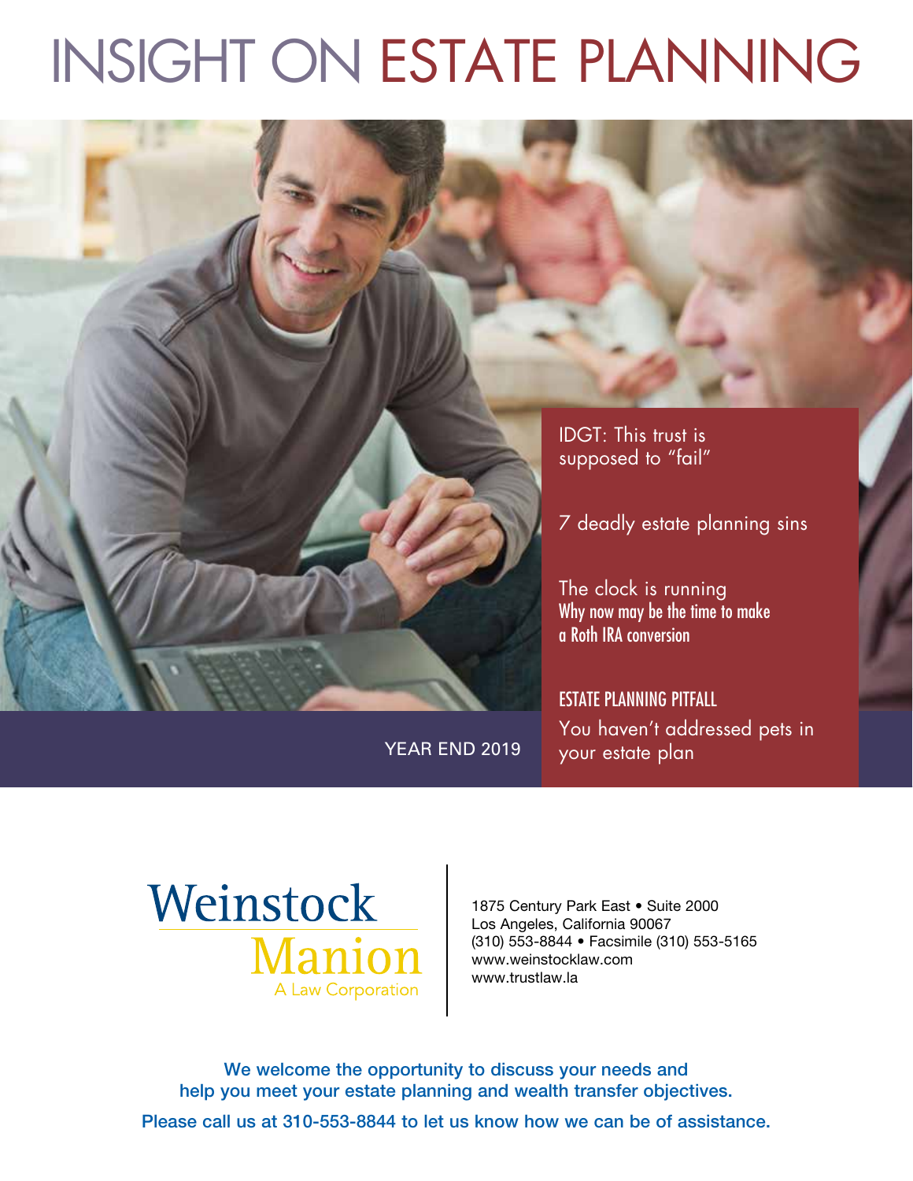# INSIGHT ON ESTATE PLANNING

IDGT: This trust is supposed to "fail"

7 deadly estate planning sins

The clock is running
Why now may be the time to make a Roth IRA conversion

ESTATE PLANNING PITFALL
You haven't addressed pets in your estate plan

YEAR END 2019

Weinstock Manion
A Law Corporation

1875 Century Park East • Suite 2000
Los Angeles, California 90067
(310) 553-8844 • Facsimile (310) 553-5165
www.weinstocklaw.com
www.trustlaw.la

**We welcome the opportunity to discuss your needs and help you meet your estate planning and wealth transfer objectives.**

**Please call us at 310-553-8844 to let us know how we can be of assistance.**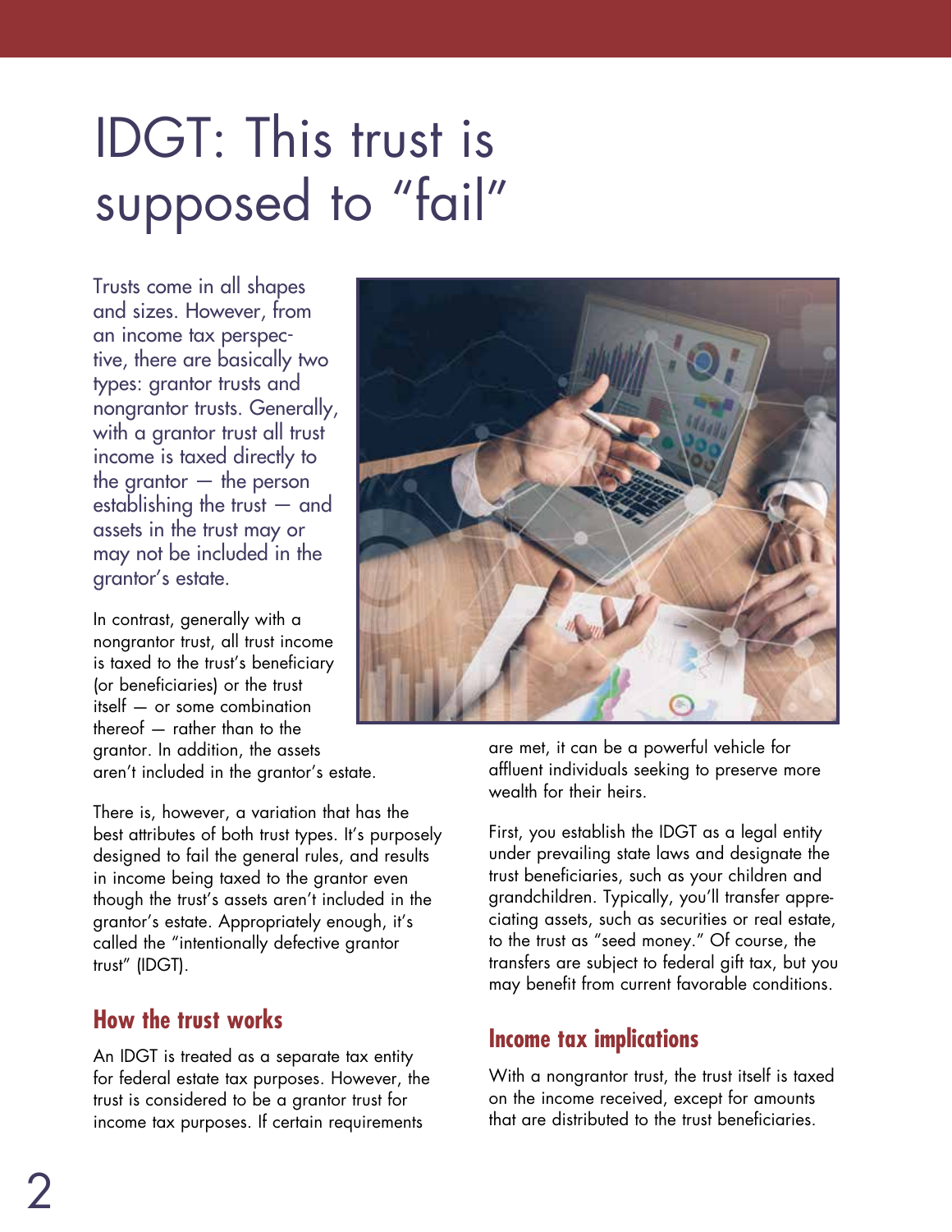# IDGT: This trust is supposed to "fail"

Trusts come in all shapes and sizes. However, from an income tax perspective, there are basically two types: grantor trusts and nongrantor trusts. Generally, with a grantor trust all trust income is taxed directly to the grantor — the person establishing the trust — and assets in the trust may or may not be included in the grantor's estate.

In contrast, generally with a nongrantor trust, all trust income is taxed to the trust's beneficiary (or beneficiaries) or the trust itself — or some combination thereof — rather than to the grantor. In addition, the assets aren't included in the grantor's estate.

There is, however, a variation that has the best attributes of both trust types. It's purposely designed to fail the general rules, and results in income being taxed to the grantor even though the trust's assets aren't included in the grantor's estate. Appropriately enough, it's called the "intentionally defective grantor trust" (IDGT).

## How the trust works

An IDGT is treated as a separate tax entity for federal estate tax purposes. However, the trust is considered to be a grantor trust for income tax purposes. If certain requirements are met, it can be a powerful vehicle for affluent individuals seeking to preserve more wealth for their heirs.

First, you establish the IDGT as a legal entity under prevailing state laws and designate the trust beneficiaries, such as your children and grandchildren. Typically, you'll transfer appreciating assets, such as securities or real estate, to the trust as "seed money." Of course, the transfers are subject to federal gift tax, but you may benefit from current favorable conditions.

## Income tax implications

With a nongrantor trust, the trust itself is taxed on the income received, except for amounts that are distributed to the trust beneficiaries.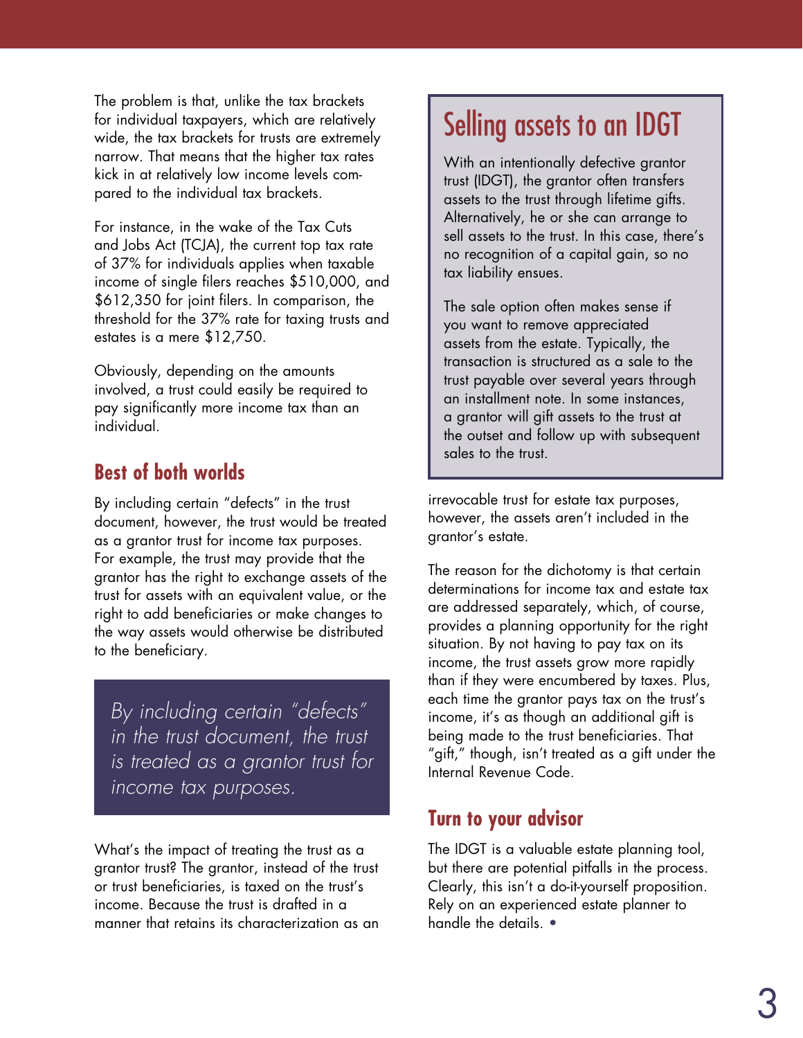The problem is that, unlike the tax brackets for individual taxpayers, which are relatively wide, the tax brackets for trusts are extremely narrow. That means that the higher tax rates kick in at relatively low income levels compared to the individual tax brackets.

For instance, in the wake of the Tax Cuts and Jobs Act (TCJA), the current top tax rate of 37% for individuals applies when taxable income of single filers reaches $510,000, and $612,350 for joint filers. In comparison, the threshold for the 37% rate for taxing trusts and estates is a mere $12,750.

Obviously, depending on the amounts involved, a trust could easily be required to pay significantly more income tax than an individual.

## Best of both worlds

By including certain "defects" in the trust document, however, the trust would be treated as a grantor trust for income tax purposes. For example, the trust may provide that the grantor has the right to exchange assets of the trust for assets with an equivalent value, or the right to add beneficiaries or make changes to the way assets would otherwise be distributed to the beneficiary.

> *By including certain "defects" in the trust document, the trust is treated as a grantor trust for income tax purposes.*

What's the impact of treating the trust as a grantor trust? The grantor, instead of the trust or trust beneficiaries, is taxed on the trust's income. Because the trust is drafted in a manner that retains its characterization as an irrevocable trust for estate tax purposes, however, the assets aren't included in the grantor's estate.

The reason for the dichotomy is that certain determinations for income tax and estate tax are addressed separately, which, of course, provides a planning opportunity for the right situation. By not having to pay tax on its income, the trust assets grow more rapidly than if they were encumbered by taxes. Plus, each time the grantor pays tax on the trust's income, it's as though an additional gift is being made to the trust beneficiaries. That "gift," though, isn't treated as a gift under the Internal Revenue Code.

## Turn to your advisor

The IDGT is a valuable estate planning tool, but there are potential pitfalls in the process. Clearly, this isn't a do-it-yourself proposition. Rely on an experienced estate planner to handle the details. •

## Selling assets to an IDGT

With an intentionally defective grantor trust (IDGT), the grantor often transfers assets to the trust through lifetime gifts. Alternatively, he or she can arrange to sell assets to the trust. In this case, there's no recognition of a capital gain, so no tax liability ensues.

The sale option often makes sense if you want to remove appreciated assets from the estate. Typically, the transaction is structured as a sale to the trust payable over several years through an installment note. In some instances, a grantor will gift assets to the trust at the outset and follow up with subsequent sales to the trust.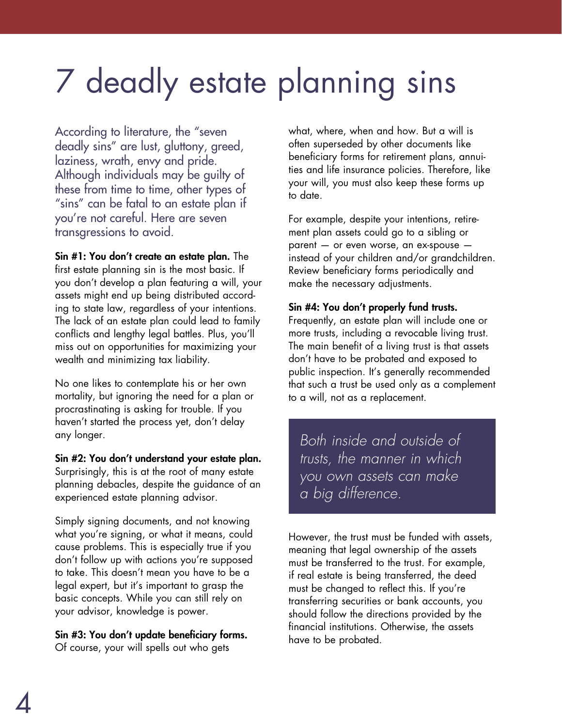# 7 deadly estate planning sins

According to literature, the "seven deadly sins" are lust, gluttony, greed, laziness, wrath, envy and pride. Although individuals may be guilty of these from time to time, other types of "sins" can be fatal to an estate plan if you're not careful. Here are seven transgressions to avoid.

**Sin #1: You don't create an estate plan.** The first estate planning sin is the most basic. If you don't develop a plan featuring a will, your assets might end up being distributed according to state law, regardless of your intentions. The lack of an estate plan could lead to family conflicts and lengthy legal battles. Plus, you'll miss out on opportunities for maximizing your wealth and minimizing tax liability.

No one likes to contemplate his or her own mortality, but ignoring the need for a plan or procrastinating is asking for trouble. If you haven't started the process yet, don't delay any longer.

**Sin #2: You don't understand your estate plan.** Surprisingly, this is at the root of many estate planning debacles, despite the guidance of an experienced estate planning advisor.

Simply signing documents, and not knowing what you're signing, or what it means, could cause problems. This is especially true if you don't follow up with actions you're supposed to take. This doesn't mean you have to be a legal expert, but it's important to grasp the basic concepts. While you can still rely on your advisor, knowledge is power.

**Sin #3: You don't update beneficiary forms.** Of course, your will spells out who gets what, where, when and how. But a will is often superseded by other documents like beneficiary forms for retirement plans, annuities and life insurance policies. Therefore, like your will, you must also keep these forms up to date.

For example, despite your intentions, retirement plan assets could go to a sibling or parent — or even worse, an ex-spouse — instead of your children and/or grandchildren. Review beneficiary forms periodically and make the necessary adjustments.

**Sin #4: You don't properly fund trusts.** Frequently, an estate plan will include one or more trusts, including a revocable living trust. The main benefit of a living trust is that assets don't have to be probated and exposed to public inspection. It's generally recommended that such a trust be used only as a complement to a will, not as a replacement.

> *Both inside and outside of trusts, the manner in which you own assets can make a big difference.*

However, the trust must be funded with assets, meaning that legal ownership of the assets must be transferred to the trust. For example, if real estate is being transferred, the deed must be changed to reflect this. If you're transferring securities or bank accounts, you should follow the directions provided by the financial institutions. Otherwise, the assets have to be probated.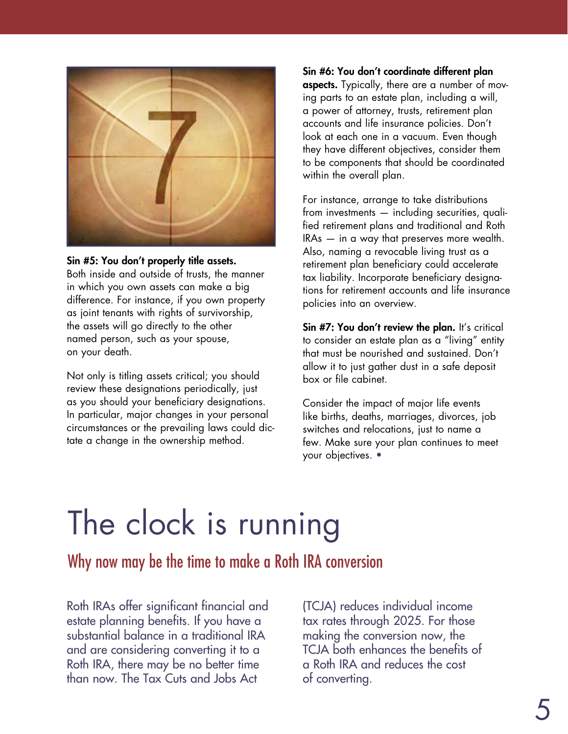**Sin #5: You don't properly title assets.** Both inside and outside of trusts, the manner in which you own assets can make a big difference. For instance, if you own property as joint tenants with rights of survivorship, the assets will go directly to the other named person, such as your spouse, on your death.

Not only is titling assets critical; you should review these designations periodically, just as you should your beneficiary designations. In particular, major changes in your personal circumstances or the prevailing laws could dictate a change in the ownership method.

**Sin #6: You don't coordinate different plan aspects.** Typically, there are a number of moving parts to an estate plan, including a will, a power of attorney, trusts, retirement plan accounts and life insurance policies. Don't look at each one in a vacuum. Even though they have different objectives, consider them to be components that should be coordinated within the overall plan.

For instance, arrange to take distributions from investments — including securities, qualified retirement plans and traditional and Roth IRAs — in a way that preserves more wealth. Also, naming a revocable living trust as a retirement plan beneficiary could accelerate tax liability. Incorporate beneficiary designations for retirement accounts and life insurance policies into an overview.

**Sin #7: You don't review the plan.** It's critical to consider an estate plan as a "living" entity that must be nourished and sustained. Don't allow it to just gather dust in a safe deposit box or file cabinet.

Consider the impact of major life events like births, deaths, marriages, divorces, job switches and relocations, just to name a few. Make sure your plan continues to meet your objectives. •

# The clock is running

## Why now may be the time to make a Roth IRA conversion

Roth IRAs offer significant financial and estate planning benefits. If you have a substantial balance in a traditional IRA and are considering converting it to a Roth IRA, there may be no better time than now. The Tax Cuts and Jobs Act (TCJA) reduces individual income tax rates through 2025. For those making the conversion now, the TCJA both enhances the benefits of a Roth IRA and reduces the cost of converting.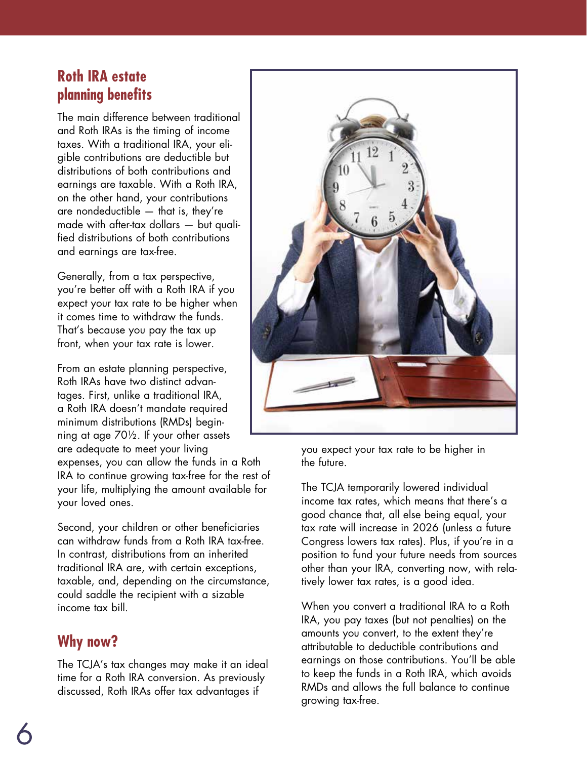## Roth IRA estate planning benefits

The main difference between traditional and Roth IRAs is the timing of income taxes. With a traditional IRA, your eligible contributions are deductible but distributions of both contributions and earnings are taxable. With a Roth IRA, on the other hand, your contributions are nondeductible — that is, they're made with after-tax dollars — but qualified distributions of both contributions and earnings are tax-free.

Generally, from a tax perspective, you're better off with a Roth IRA if you expect your tax rate to be higher when it comes time to withdraw the funds. That's because you pay the tax up front, when your tax rate is lower.

From an estate planning perspective, Roth IRAs have two distinct advantages. First, unlike a traditional IRA, a Roth IRA doesn't mandate required minimum distributions (RMDs) beginning at age 70½. If your other assets are adequate to meet your living expenses, you can allow the funds in a Roth IRA to continue growing tax-free for the rest of your life, multiplying the amount available for your loved ones.

Second, your children or other beneficiaries can withdraw funds from a Roth IRA tax-free. In contrast, distributions from an inherited traditional IRA are, with certain exceptions, taxable, and, depending on the circumstance, could saddle the recipient with a sizable income tax bill.

## Why now?

The TCJA's tax changes may make it an ideal time for a Roth IRA conversion. As previously discussed, Roth IRAs offer tax advantages if you expect your tax rate to be higher in the future.

The TCJA temporarily lowered individual income tax rates, which means that there's a good chance that, all else being equal, your tax rate will increase in 2026 (unless a future Congress lowers tax rates). Plus, if you're in a position to fund your future needs from sources other than your IRA, converting now, with relatively lower tax rates, is a good idea.

When you convert a traditional IRA to a Roth IRA, you pay taxes (but not penalties) on the amounts you convert, to the extent they're attributable to deductible contributions and earnings on those contributions. You'll be able to keep the funds in a Roth IRA, which avoids RMDs and allows the full balance to continue growing tax-free.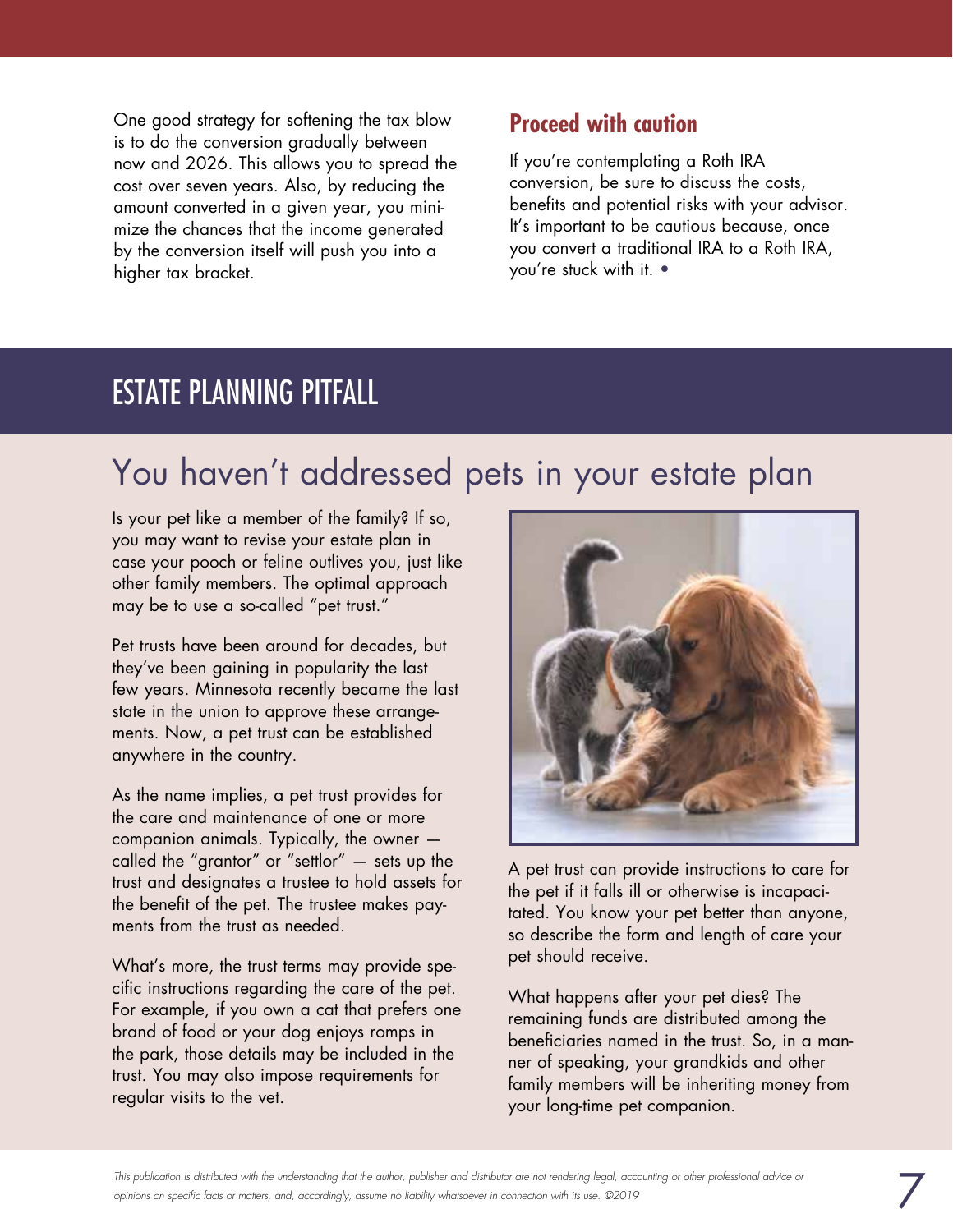One good strategy for softening the tax blow is to do the conversion gradually between now and 2026. This allows you to spread the cost over seven years. Also, by reducing the amount converted in a given year, you minimize the chances that the income generated by the conversion itself will push you into a higher tax bracket.

### Proceed with caution

If you're contemplating a Roth IRA conversion, be sure to discuss the costs, benefits and potential risks with your advisor. It's important to be cautious because, once you convert a traditional IRA to a Roth IRA, you're stuck with it. •

## ESTATE PLANNING PITFALL

# You haven't addressed pets in your estate plan

Is your pet like a member of the family? If so, you may want to revise your estate plan in case your pooch or feline outlives you, just like other family members. The optimal approach may be to use a so-called "pet trust."

Pet trusts have been around for decades, but they've been gaining in popularity the last few years. Minnesota recently became the last state in the union to approve these arrangements. Now, a pet trust can be established anywhere in the country.

As the name implies, a pet trust provides for the care and maintenance of one or more companion animals. Typically, the owner — called the "grantor" or "settlor" — sets up the trust and designates a trustee to hold assets for the benefit of the pet. The trustee makes payments from the trust as needed.

What's more, the trust terms may provide specific instructions regarding the care of the pet. For example, if you own a cat that prefers one brand of food or your dog enjoys romps in the park, those details may be included in the trust. You may also impose requirements for regular visits to the vet.

A pet trust can provide instructions to care for the pet if it falls ill or otherwise is incapacitated. You know your pet better than anyone, so describe the form and length of care your pet should receive.

What happens after your pet dies? The remaining funds are distributed among the beneficiaries named in the trust. So, in a manner of speaking, your grandkids and other family members will be inheriting money from your long-time pet companion.

*This publication is distributed with the understanding that the author, publisher and distributor are not rendering legal, accounting or other professional advice or opinions on specific facts or matters, and, accordingly, assume no liability whatsoever in connection with its use. ©2019*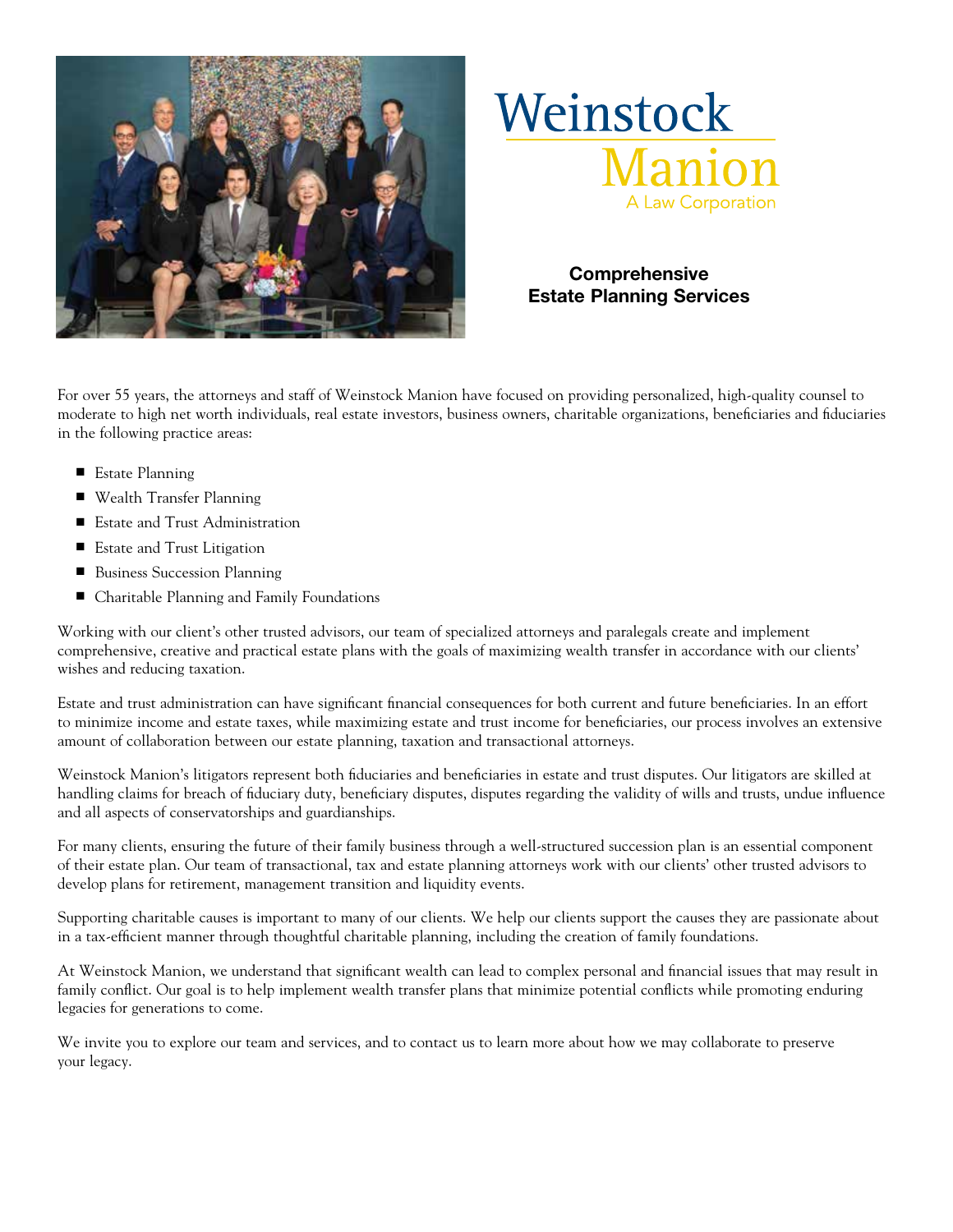Weinstock
Manion
A Law Corporation

**Comprehensive Estate Planning Services**

For over 55 years, the attorneys and staff of Weinstock Manion have focused on providing personalized, high-quality counsel to moderate to high net worth individuals, real estate investors, business owners, charitable organizations, beneficiaries and fiduciaries in the following practice areas:

- Estate Planning
- Wealth Transfer Planning
- Estate and Trust Administration
- Estate and Trust Litigation
- Business Succession Planning
- Charitable Planning and Family Foundations

Working with our client's other trusted advisors, our team of specialized attorneys and paralegals create and implement comprehensive, creative and practical estate plans with the goals of maximizing wealth transfer in accordance with our clients' wishes and reducing taxation.

Estate and trust administration can have significant financial consequences for both current and future beneficiaries. In an effort to minimize income and estate taxes, while maximizing estate and trust income for beneficiaries, our process involves an extensive amount of collaboration between our estate planning, taxation and transactional attorneys.

Weinstock Manion's litigators represent both fiduciaries and beneficiaries in estate and trust disputes. Our litigators are skilled at handling claims for breach of fiduciary duty, beneficiary disputes, disputes regarding the validity of wills and trusts, undue influence and all aspects of conservatorships and guardianships.

For many clients, ensuring the future of their family business through a well-structured succession plan is an essential component of their estate plan. Our team of transactional, tax and estate planning attorneys work with our clients' other trusted advisors to develop plans for retirement, management transition and liquidity events.

Supporting charitable causes is important to many of our clients. We help our clients support the causes they are passionate about in a tax-efficient manner through thoughtful charitable planning, including the creation of family foundations.

At Weinstock Manion, we understand that significant wealth can lead to complex personal and financial issues that may result in family conflict. Our goal is to help implement wealth transfer plans that minimize potential conflicts while promoting enduring legacies for generations to come.

We invite you to explore our team and services, and to contact us to learn more about how we may collaborate to preserve your legacy.